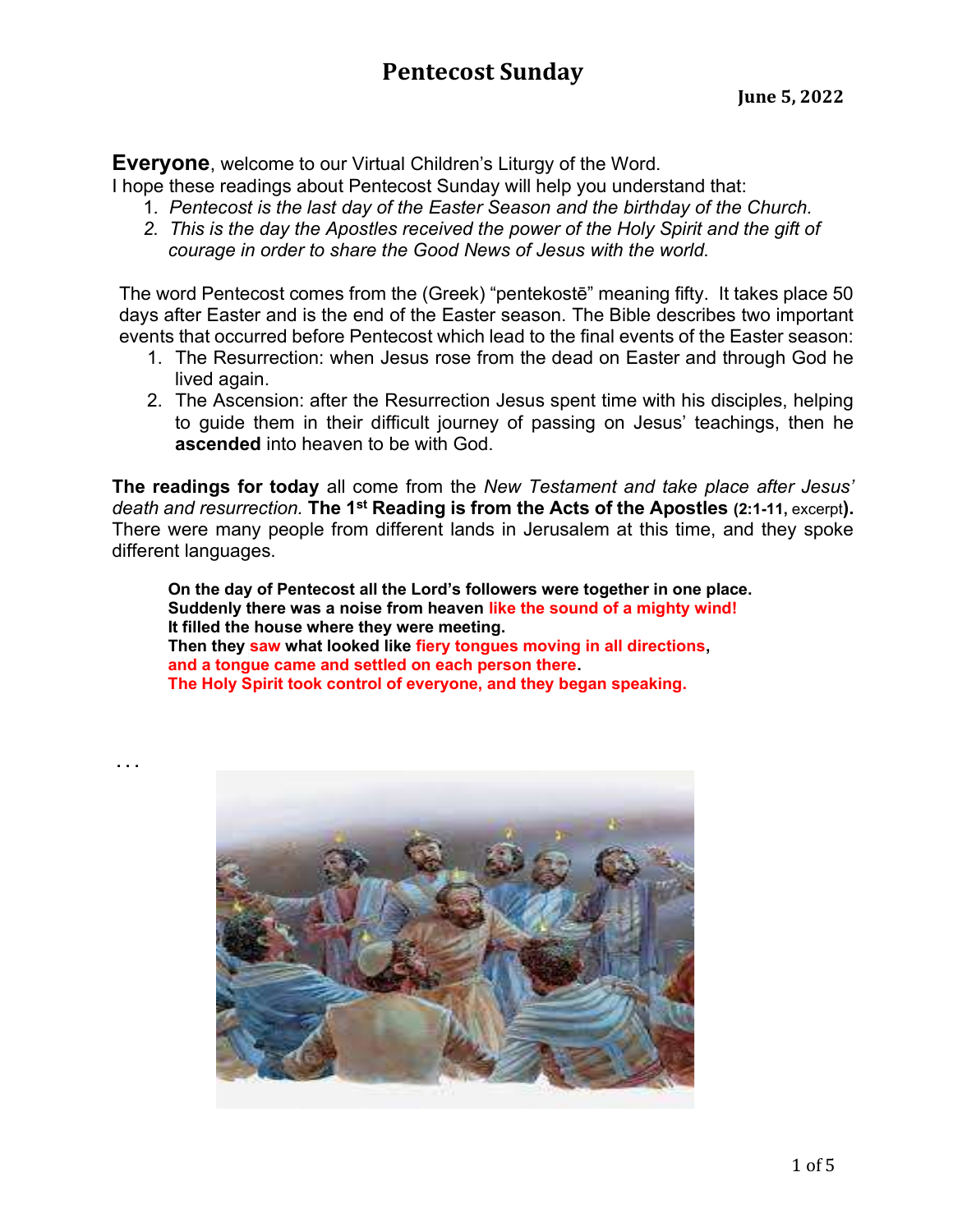# Pentecost Sunday

**June 5, 2022**

**Everyone**, welcome to our Virtual Children's Liturgy of the Word.
I hope these readings about Pentecost Sunday will help you understand that:

1. *Pentecost is the last day of the Easter Season and the birthday of the Church.*
2. *This is the day the Apostles received the power of the Holy Spirit and the gift of courage in order to share the Good News of Jesus with the world.*

The word Pentecost comes from the (Greek) "pentekostē" meaning fifty. It takes place 50 days after Easter and is the end of the Easter season. The Bible describes two important events that occurred before Pentecost which lead to the final events of the Easter season:

1. The Resurrection: when Jesus rose from the dead on Easter and through God he lived again.
2. The Ascension: after the Resurrection Jesus spent time with his disciples, helping to guide them in their difficult journey of passing on Jesus' teachings, then he **ascended** into heaven to be with God.

**The readings for today** all come from the *New Testament and take place after Jesus' death and resurrection.* **The 1st Reading is from the Acts of the Apostles (2:1-11,** excerpt**).** There were many people from different lands in Jerusalem at this time, and they spoke different languages.

> **On the day of Pentecost all the Lord's followers were together in one place.**
> **Suddenly there was a noise from heaven like the sound of a mighty wind!**
> **It filled the house where they were meeting.**
> **Then they saw what looked like fiery tongues moving in all directions,**
> **and a tongue came and settled on each person there.**
> **The Holy Spirit took control of everyone, and they began speaking.**

. . .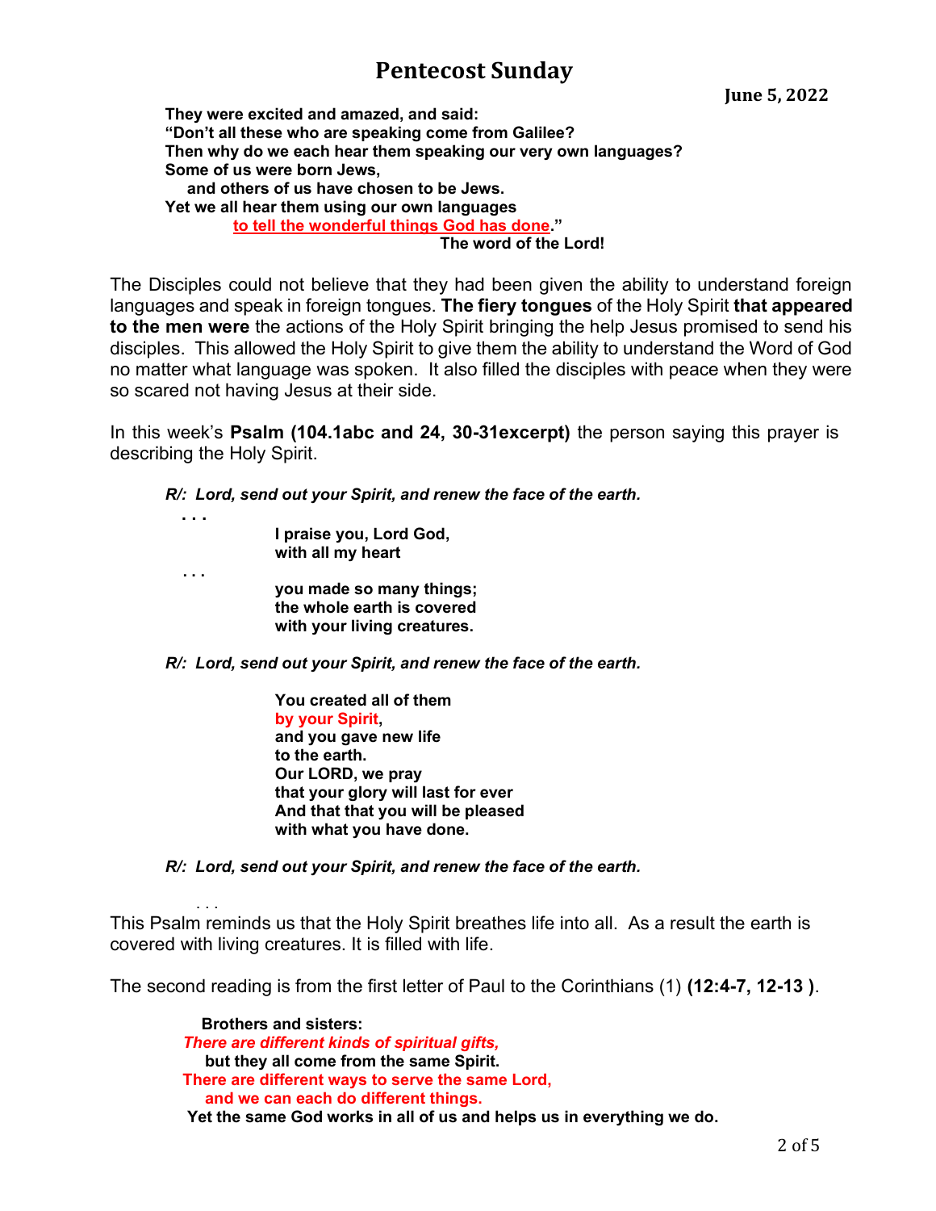# Pentecost Sunday

**June 5, 2022**

**They were excited and amazed, and said:**
**"Don't all these who are speaking come from Galilee?**
**Then why do we each hear them speaking our very own languages?**
**Some of us were born Jews,**
**and others of us have chosen to be Jews.**
**Yet we all hear them using our own languages**
**to tell the wonderful things God has done."**
**The word of the Lord!**

The Disciples could not believe that they had been given the ability to understand foreign languages and speak in foreign tongues. **The fiery tongues** of the Holy Spirit **that appeared to the men were** the actions of the Holy Spirit bringing the help Jesus promised to send his disciples. This allowed the Holy Spirit to give them the ability to understand the Word of God no matter what language was spoken. It also filled the disciples with peace when they were so scared not having Jesus at their side.

In this week's **Psalm (104.1abc and 24, 30-31excerpt)** the person saying this prayer is describing the Holy Spirit.

***R/: Lord, send out your Spirit, and renew the face of the earth.***

**. . .**

**I praise you, Lord God,**
**with all my heart**

. . .

**you made so many things;**
**the whole earth is covered**
**with your living creatures.**

***R/: Lord, send out your Spirit, and renew the face of the earth.***

**You created all of them**
**by your Spirit,**
**and you gave new life**
**to the earth.**
**Our LORD, we pray**
**that your glory will last for ever**
**And that that you will be pleased**
**with what you have done.**

***R/: Lord, send out your Spirit, and renew the face of the earth.***

. . .

This Psalm reminds us that the Holy Spirit breathes life into all. As a result the earth is covered with living creatures. It is filled with life.

The second reading is from the first letter of Paul to the Corinthians (1) **(12:4-7, 12-13 )**.

**Brothers and sisters:**
***There are different kinds of spiritual gifts,***
**but they all come from the same Spirit.**
**There are different ways to serve the same Lord,**
**and we can each do different things.**
**Yet the same God works in all of us and helps us in everything we do.**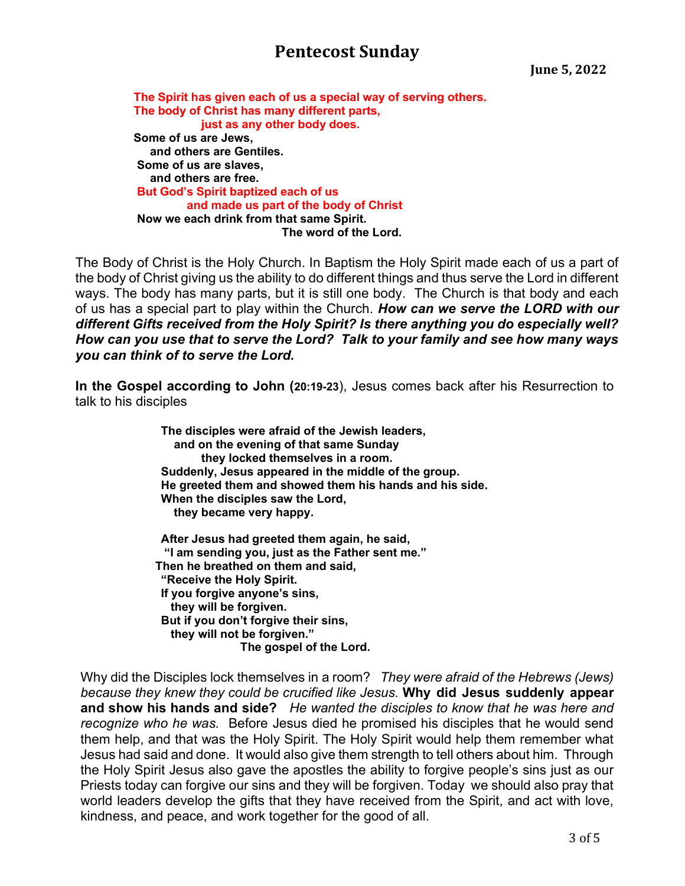# Pentecost Sunday

**June 5, 2022**

**The Spirit has given each of us a special way of serving others.**
**The body of Christ has many different parts,**
**just as any other body does.**
**Some of us are Jews,**
**and others are Gentiles.**
**Some of us are slaves,**
**and others are free.**
**But God's Spirit baptized each of us**
**and made us part of the body of Christ**
**Now we each drink from that same Spirit.**
**The word of the Lord.**

The Body of Christ is the Holy Church. In Baptism the Holy Spirit made each of us a part of the body of Christ giving us the ability to do different things and thus serve the Lord in different ways. The body has many parts, but it is still one body. The Church is that body and each of us has a special part to play within the Church. ***How can we serve the LORD with our different Gifts received from the Holy Spirit? Is there anything you do especially well? How can you use that to serve the Lord? Talk to your family and see how many ways you can think of to serve the Lord.***

**In the Gospel according to John (20:19-23)**, Jesus comes back after his Resurrection to talk to his disciples

**The disciples were afraid of the Jewish leaders,**
**and on the evening of that same Sunday**
**they locked themselves in a room.**
**Suddenly, Jesus appeared in the middle of the group.**
**He greeted them and showed them his hands and his side.**
**When the disciples saw the Lord,**
**they became very happy.**

**After Jesus had greeted them again, he said,**
**"I am sending you, just as the Father sent me."**
**Then he breathed on them and said,**
**"Receive the Holy Spirit.**
**If you forgive anyone's sins,**
**they will be forgiven.**
**But if you don't forgive their sins,**
**they will not be forgiven."**
**The gospel of the Lord.**

Why did the Disciples lock themselves in a room? *They were afraid of the Hebrews (Jews) because they knew they could be crucified like Jesus.* **Why did Jesus suddenly appear and show his hands and side?** *He wanted the disciples to know that he was here and recognize who he was.* Before Jesus died he promised his disciples that he would send them help, and that was the Holy Spirit. The Holy Spirit would help them remember what Jesus had said and done. It would also give them strength to tell others about him. Through the Holy Spirit Jesus also gave the apostles the ability to forgive people's sins just as our Priests today can forgive our sins and they will be forgiven. Today we should also pray that world leaders develop the gifts that they have received from the Spirit, and act with love, kindness, and peace, and work together for the good of all.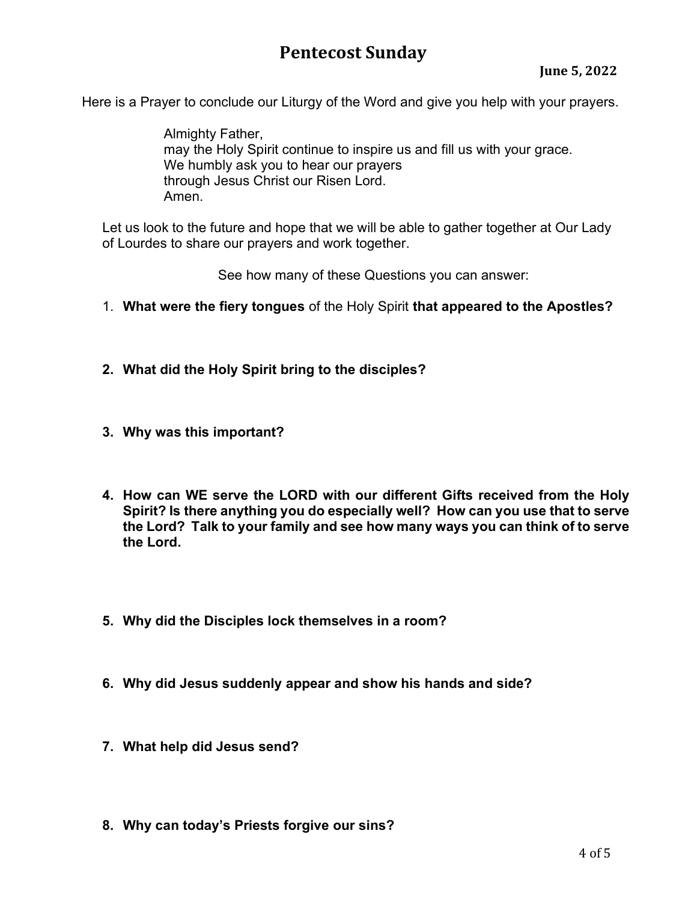# Pentecost Sunday

**June 5, 2022**

Here is a Prayer to conclude our Liturgy of the Word and give you help with your prayers.

> Almighty Father,
> may the Holy Spirit continue to inspire us and fill us with your grace.
> We humbly ask you to hear our prayers
> through Jesus Christ our Risen Lord.
> Amen.

Let us look to the future and hope that we will be able to gather together at Our Lady of Lourdes to share our prayers and work together.

See how many of these Questions you can answer:

1. **What were the fiery tongues** of the Holy Spirit **that appeared to the Apostles?**
2. **What did the Holy Spirit bring to the disciples?**
3. **Why was this important?**
4. **How can WE serve the LORD with our different Gifts received from the Holy Spirit? Is there anything you do especially well? How can you use that to serve the Lord? Talk to your family and see how many ways you can think of to serve the Lord.**
5. **Why did the Disciples lock themselves in a room?**
6. **Why did Jesus suddenly appear and show his hands and side?**
7. **What help did Jesus send?**
8. **Why can today's Priests forgive our sins?**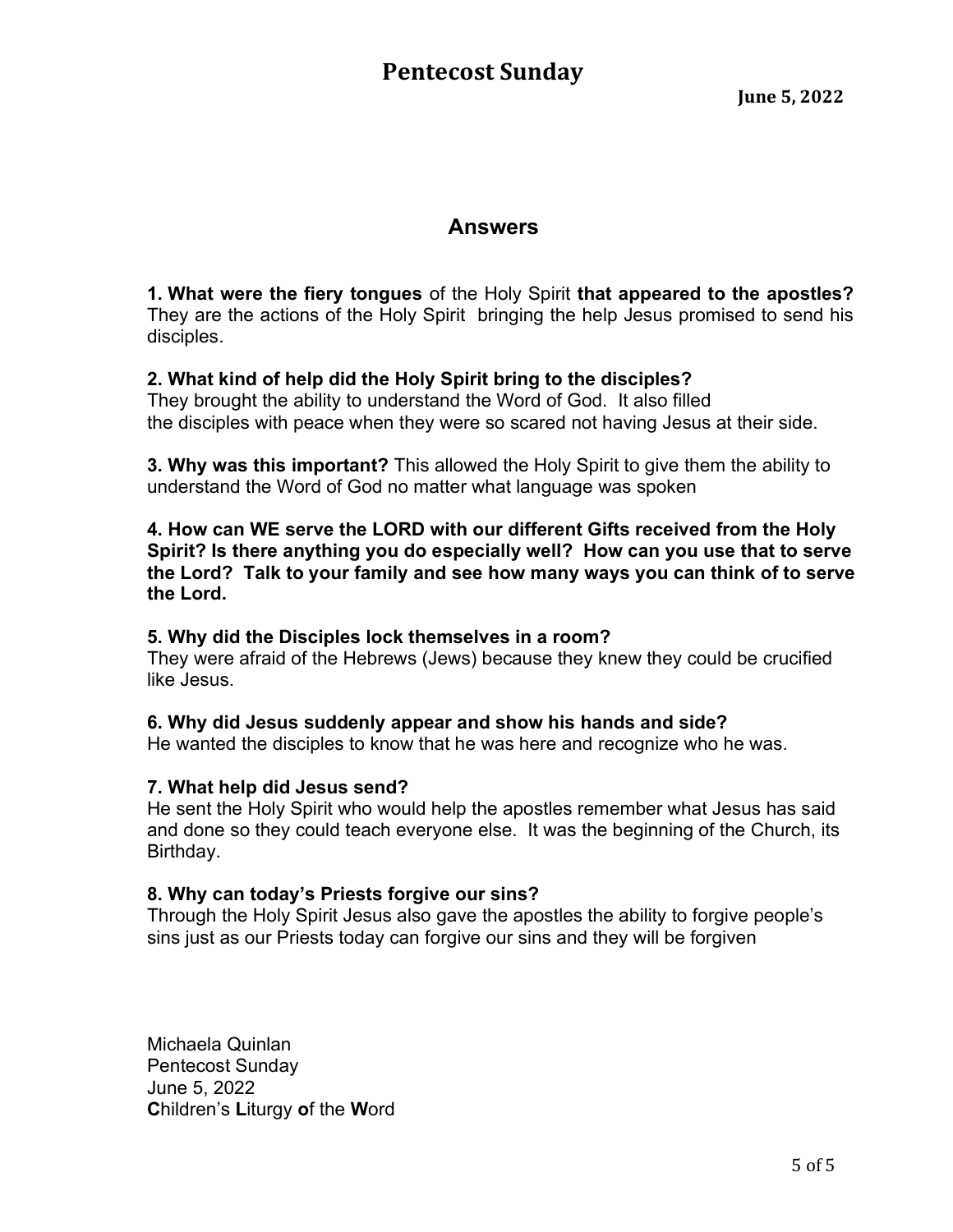# Pentecost Sunday

**June 5, 2022**

## Answers

**1. What were the fiery tongues** of the Holy Spirit **that appeared to the apostles?** They are the actions of the Holy Spirit bringing the help Jesus promised to send his disciples.

**2. What kind of help did the Holy Spirit bring to the disciples?**
They brought the ability to understand the Word of God. It also filled the disciples with peace when they were so scared not having Jesus at their side.

**3. Why was this important?** This allowed the Holy Spirit to give them the ability to understand the Word of God no matter what language was spoken

**4. How can WE serve the LORD with our different Gifts received from the Holy Spirit? Is there anything you do especially well? How can you use that to serve the Lord? Talk to your family and see how many ways you can think of to serve the Lord.**

**5. Why did the Disciples lock themselves in a room?**
They were afraid of the Hebrews (Jews) because they knew they could be crucified like Jesus.

**6. Why did Jesus suddenly appear and show his hands and side?**
He wanted the disciples to know that he was here and recognize who he was.

**7. What help did Jesus send?**
He sent the Holy Spirit who would help the apostles remember what Jesus has said and done so they could teach everyone else. It was the beginning of the Church, its Birthday.

**8. Why can today's Priests forgive our sins?**
Through the Holy Spirit Jesus also gave the apostles the ability to forgive people's sins just as our Priests today can forgive our sins and they will be forgiven

Michaela Quinlan
Pentecost Sunday
June 5, 2022
**C**hildren's **L**iturgy **o**f the **W**ord